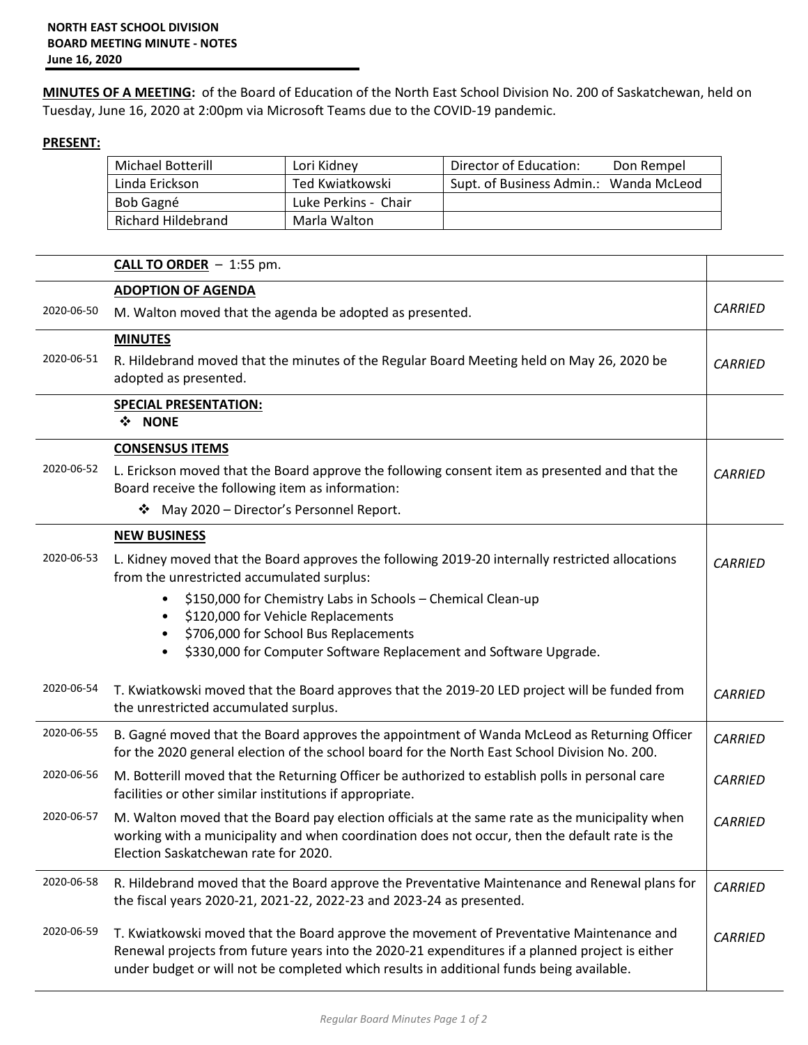**NORTH EAST SCHOOL DIVISION**
**BOARD MEETING MINUTE - NOTES**
**June 16, 2020**

**MINUTES OF A MEETING:** of the Board of Education of the North East School Division No. 200 of Saskatchewan, held on Tuesday, June 16, 2020 at 2:00pm via Microsoft Teams due to the COVID-19 pandemic.

**PRESENT:**

| | | |
|---|---|---|
| Michael Botterill | Lori Kidney | Director of Education: Don Rempel |
| Linda Erickson | Ted Kwiatkowski | Supt. of Business Admin.: Wanda McLeod |
| Bob Gagné | Luke Perkins - Chair | |
| Richard Hildebrand | Marla Walton | |

| | | |
|---|---|---|
| | **CALL TO ORDER** – 1:55 pm. | |
| 2020-06-50 | **ADOPTION OF AGENDA**<br>M. Walton moved that the agenda be adopted as presented. | *CARRIED* |
| 2020-06-51 | **MINUTES**<br>R. Hildebrand moved that the minutes of the Regular Board Meeting held on May 26, 2020 be adopted as presented. | *CARRIED* |
| | **SPECIAL PRESENTATION:**<br>❖ **NONE** | |
| 2020-06-52 | **CONSENSUS ITEMS**<br>L. Erickson moved that the Board approve the following consent item as presented and that the Board receive the following item as information:<br>❖ May 2020 – Director's Personnel Report. | *CARRIED* |
| 2020-06-53 | **NEW BUSINESS**<br>L. Kidney moved that the Board approves the following 2019-20 internally restricted allocations from the unrestricted accumulated surplus:<br>• $150,000 for Chemistry Labs in Schools – Chemical Clean-up<br>• $120,000 for Vehicle Replacements<br>• $706,000 for School Bus Replacements<br>• $330,000 for Computer Software Replacement and Software Upgrade. | *CARRIED* |
| 2020-06-54 | T. Kwiatkowski moved that the Board approves that the 2019-20 LED project will be funded from the unrestricted accumulated surplus. | *CARRIED* |
| 2020-06-55 | B. Gagné moved that the Board approves the appointment of Wanda McLeod as Returning Officer for the 2020 general election of the school board for the North East School Division No. 200. | *CARRIED* |
| 2020-06-56 | M. Botterill moved that the Returning Officer be authorized to establish polls in personal care facilities or other similar institutions if appropriate. | *CARRIED* |
| 2020-06-57 | M. Walton moved that the Board pay election officials at the same rate as the municipality when working with a municipality and when coordination does not occur, then the default rate is the Election Saskatchewan rate for 2020. | *CARRIED* |
| 2020-06-58 | R. Hildebrand moved that the Board approve the Preventative Maintenance and Renewal plans for the fiscal years 2020-21, 2021-22, 2022-23 and 2023-24 as presented. | *CARRIED* |
| 2020-06-59 | T. Kwiatkowski moved that the Board approve the movement of Preventative Maintenance and Renewal projects from future years into the 2020-21 expenditures if a planned project is either under budget or will not be completed which results in additional funds being available. | *CARRIED* |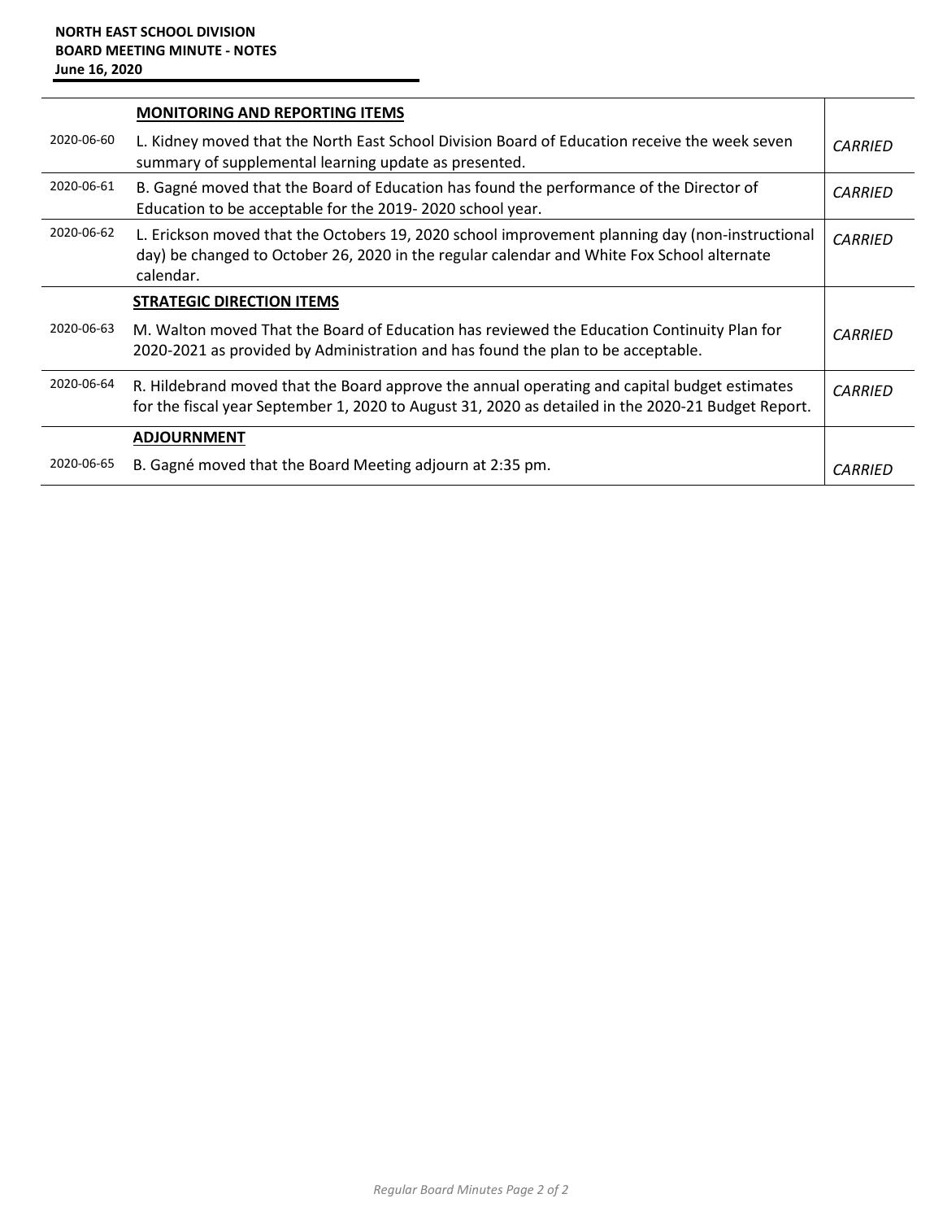**NORTH EAST SCHOOL DIVISION**
**BOARD MEETING MINUTE - NOTES**
**June 16, 2020**

| | | |
|---|---|---|
| | **MONITORING AND REPORTING ITEMS** | |
| 2020-06-60 | L. Kidney moved that the North East School Division Board of Education receive the week seven summary of supplemental learning update as presented. | *CARRIED* |
| 2020-06-61 | B. Gagné moved that the Board of Education has found the performance of the Director of Education to be acceptable for the 2019- 2020 school year. | *CARRIED* |
| 2020-06-62 | L. Erickson moved that the Octobers 19, 2020 school improvement planning day (non-instructional day) be changed to October 26, 2020 in the regular calendar and White Fox School alternate calendar. | *CARRIED* |
| | **STRATEGIC DIRECTION ITEMS** | |
| 2020-06-63 | M. Walton moved That the Board of Education has reviewed the Education Continuity Plan for 2020-2021 as provided by Administration and has found the plan to be acceptable. | *CARRIED* |
| 2020-06-64 | R. Hildebrand moved that the Board approve the annual operating and capital budget estimates for the fiscal year September 1, 2020 to August 31, 2020 as detailed in the 2020-21 Budget Report. | *CARRIED* |
| | **ADJOURNMENT** | |
| 2020-06-65 | B. Gagné moved that the Board Meeting adjourn at 2:35 pm. | *CARRIED* |